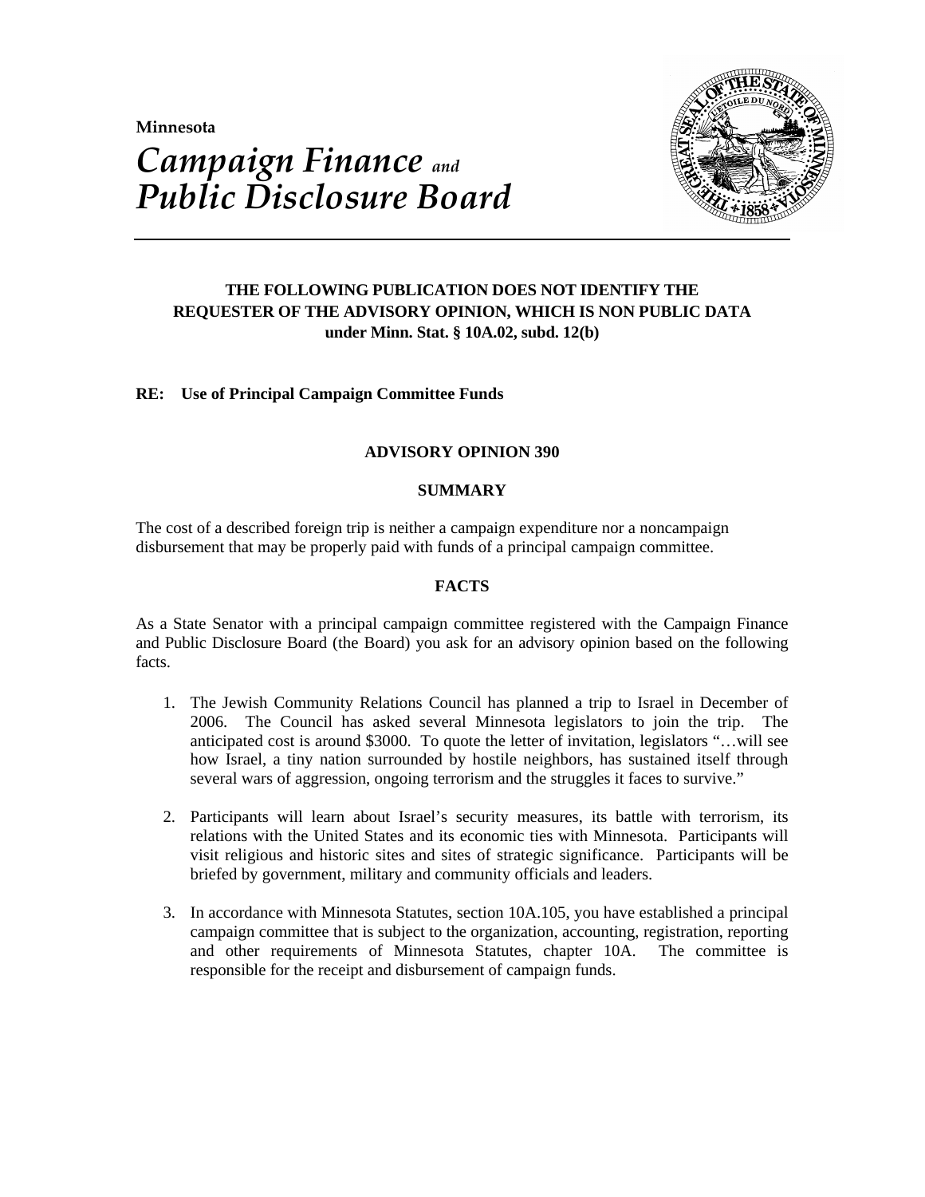Minnesota

# *Campaign Finance* *and* *Public Disclosure Board*

**THE FOLLOWING PUBLICATION DOES NOT IDENTIFY THE REQUESTER OF THE ADVISORY OPINION, WHICH IS NON PUBLIC DATA under Minn. Stat. § 10A.02, subd. 12(b)**

**RE: Use of Principal Campaign Committee Funds**

## ADVISORY OPINION 390

### SUMMARY

The cost of a described foreign trip is neither a campaign expenditure nor a noncampaign disbursement that may be properly paid with funds of a principal campaign committee.

### FACTS

As a State Senator with a principal campaign committee registered with the Campaign Finance and Public Disclosure Board (the Board) you ask for an advisory opinion based on the following facts.

1. The Jewish Community Relations Council has planned a trip to Israel in December of 2006. The Council has asked several Minnesota legislators to join the trip. The anticipated cost is around $3000. To quote the letter of invitation, legislators "…will see how Israel, a tiny nation surrounded by hostile neighbors, has sustained itself through several wars of aggression, ongoing terrorism and the struggles it faces to survive."

2. Participants will learn about Israel's security measures, its battle with terrorism, its relations with the United States and its economic ties with Minnesota. Participants will visit religious and historic sites and sites of strategic significance. Participants will be briefed by government, military and community officials and leaders.

3. In accordance with Minnesota Statutes, section 10A.105, you have established a principal campaign committee that is subject to the organization, accounting, registration, reporting and other requirements of Minnesota Statutes, chapter 10A. The committee is responsible for the receipt and disbursement of campaign funds.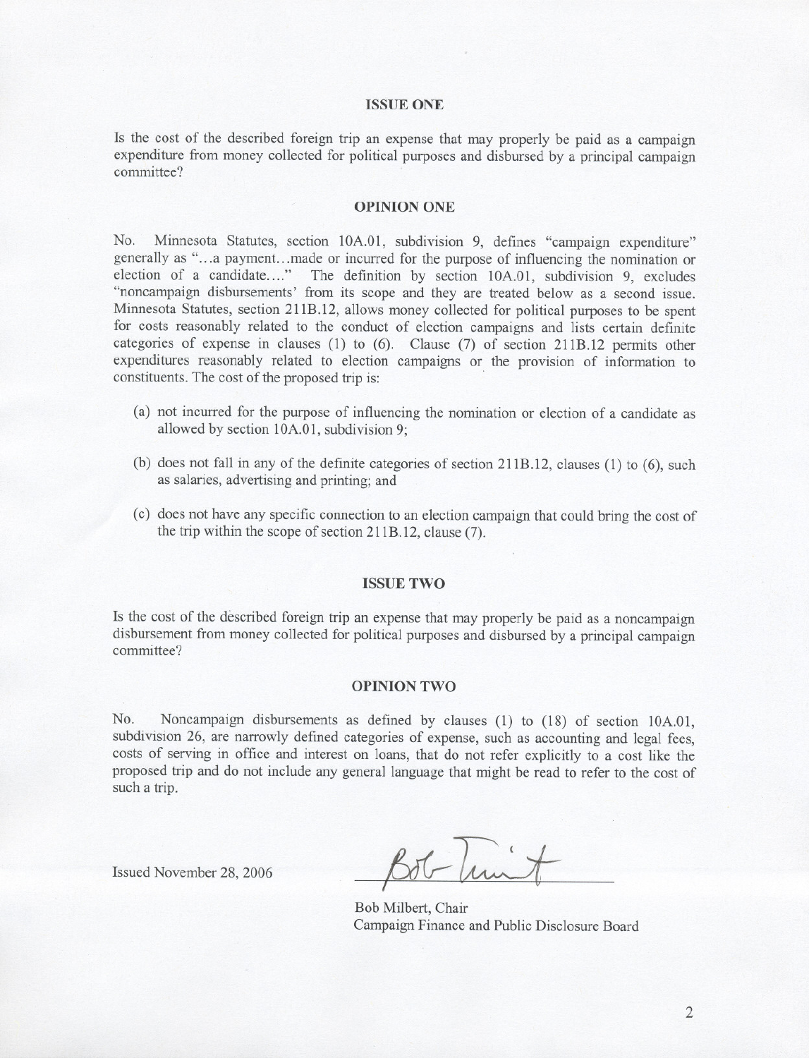## ISSUE ONE

Is the cost of the described foreign trip an expense that may properly be paid as a campaign expenditure from money collected for political purposes and disbursed by a principal campaign committee?

## OPINION ONE

No. Minnesota Statutes, section 10A.01, subdivision 9, defines "campaign expenditure" generally as "...a payment...made or incurred for the purpose of influencing the nomination or election of a candidate...." The definition by section 10A.01, subdivision 9, excludes "noncampaign disbursements' from its scope and they are treated below as a second issue. Minnesota Statutes, section 211B.12, allows money collected for political purposes to be spent for costs reasonably related to the conduct of election campaigns and lists certain definite categories of expense in clauses (1) to (6). Clause (7) of section 211B.12 permits other expenditures reasonably related to election campaigns or the provision of information to constituents. The cost of the proposed trip is:

(a) not incurred for the purpose of influencing the nomination or election of a candidate as allowed by section 10A.01, subdivision 9;

(b) does not fall in any of the definite categories of section 211B.12, clauses (1) to (6), such as salaries, advertising and printing; and

(c) does not have any specific connection to an election campaign that could bring the cost of the trip within the scope of section 211B.12, clause (7).

## ISSUE TWO

Is the cost of the described foreign trip an expense that may properly be paid as a noncampaign disbursement from money collected for political purposes and disbursed by a principal campaign committee?

## OPINION TWO

No. Noncampaign disbursements as defined by clauses (1) to (18) of section 10A.01, subdivision 26, are narrowly defined categories of expense, such as accounting and legal fees, costs of serving in office and interest on loans, that do not refer explicitly to a cost like the proposed trip and do not include any general language that might be read to refer to the cost of such a trip.

Issued November 28, 2006

Bob Milbert, Chair
Campaign Finance and Public Disclosure Board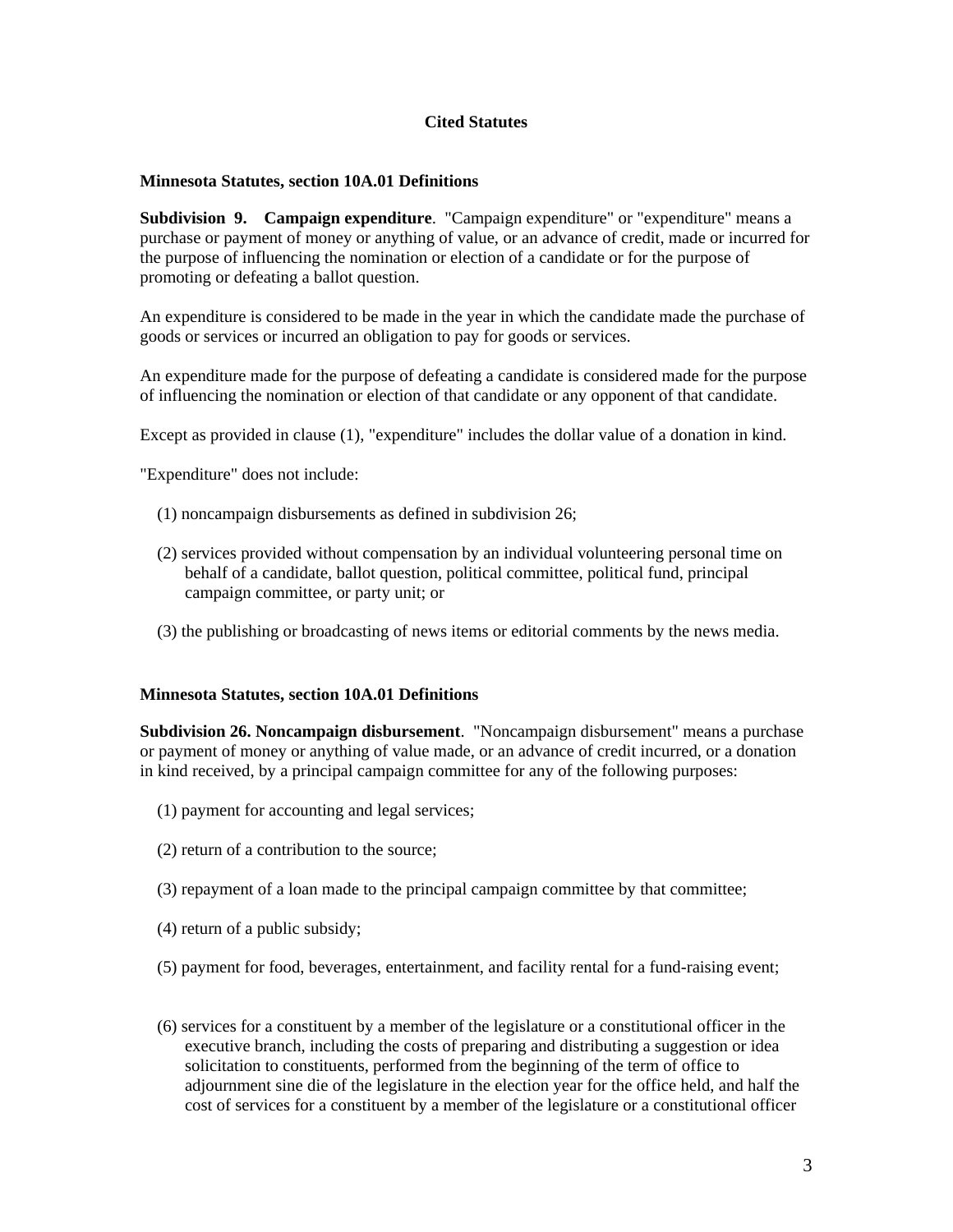## Cited Statutes

**Minnesota Statutes, section 10A.01 Definitions**

**Subdivision 9. Campaign expenditure**. "Campaign expenditure" or "expenditure" means a purchase or payment of money or anything of value, or an advance of credit, made or incurred for the purpose of influencing the nomination or election of a candidate or for the purpose of promoting or defeating a ballot question.

An expenditure is considered to be made in the year in which the candidate made the purchase of goods or services or incurred an obligation to pay for goods or services.

An expenditure made for the purpose of defeating a candidate is considered made for the purpose of influencing the nomination or election of that candidate or any opponent of that candidate.

Except as provided in clause (1), "expenditure" includes the dollar value of a donation in kind.

"Expenditure" does not include:

(1) noncampaign disbursements as defined in subdivision 26;

(2) services provided without compensation by an individual volunteering personal time on behalf of a candidate, ballot question, political committee, political fund, principal campaign committee, or party unit; or

(3) the publishing or broadcasting of news items or editorial comments by the news media.

**Minnesota Statutes, section 10A.01 Definitions**

**Subdivision 26. Noncampaign disbursement**. "Noncampaign disbursement" means a purchase or payment of money or anything of value made, or an advance of credit incurred, or a donation in kind received, by a principal campaign committee for any of the following purposes:

(1) payment for accounting and legal services;

(2) return of a contribution to the source;

(3) repayment of a loan made to the principal campaign committee by that committee;

(4) return of a public subsidy;

(5) payment for food, beverages, entertainment, and facility rental for a fund-raising event;

(6) services for a constituent by a member of the legislature or a constitutional officer in the executive branch, including the costs of preparing and distributing a suggestion or idea solicitation to constituents, performed from the beginning of the term of office to adjournment sine die of the legislature in the election year for the office held, and half the cost of services for a constituent by a member of the legislature or a constitutional officer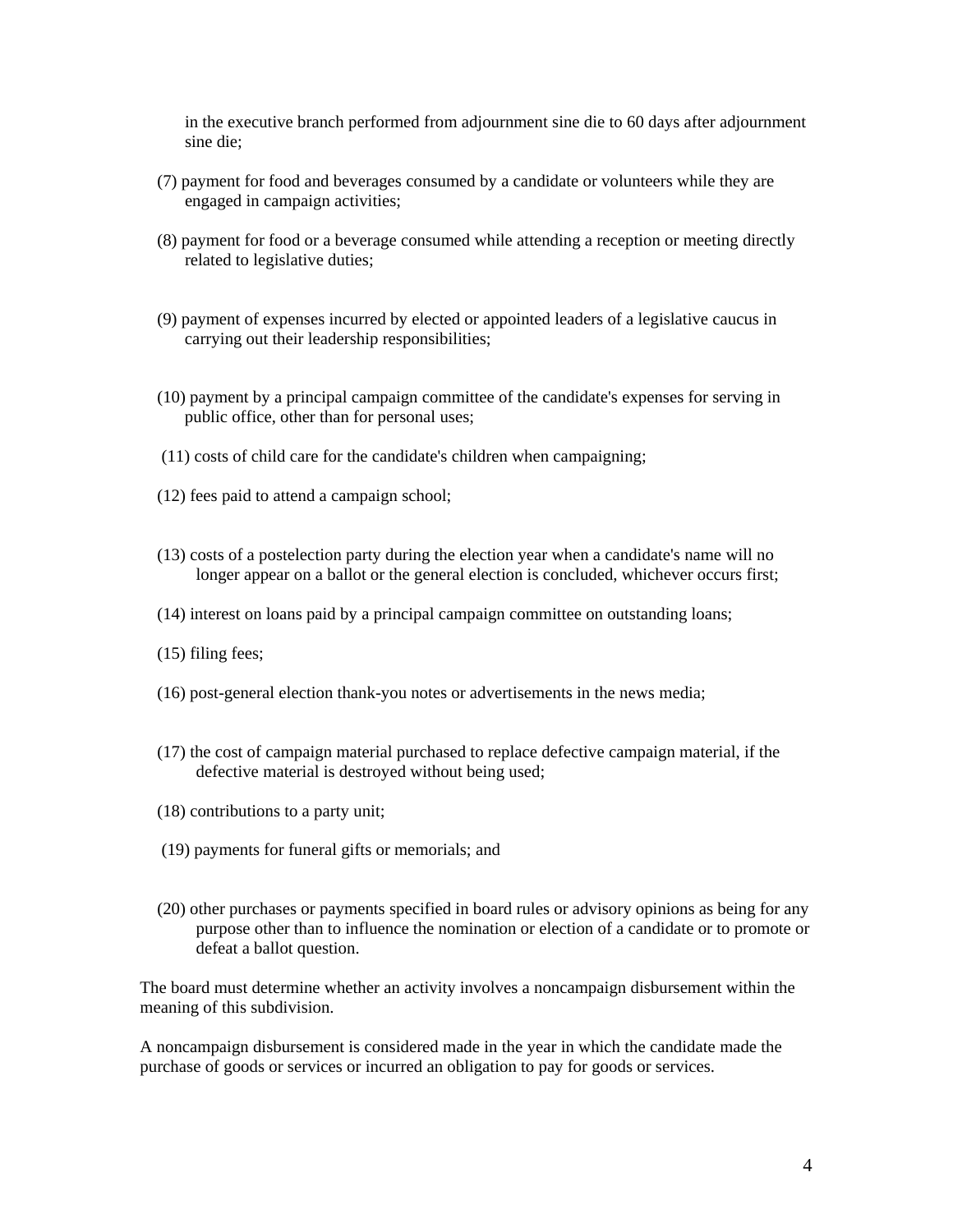in the executive branch performed from adjournment sine die to 60 days after adjournment sine die;

(7) payment for food and beverages consumed by a candidate or volunteers while they are engaged in campaign activities;

(8) payment for food or a beverage consumed while attending a reception or meeting directly related to legislative duties;

(9) payment of expenses incurred by elected or appointed leaders of a legislative caucus in carrying out their leadership responsibilities;

(10) payment by a principal campaign committee of the candidate's expenses for serving in public office, other than for personal uses;

(11) costs of child care for the candidate's children when campaigning;

(12) fees paid to attend a campaign school;

(13) costs of a postelection party during the election year when a candidate's name will no longer appear on a ballot or the general election is concluded, whichever occurs first;

(14) interest on loans paid by a principal campaign committee on outstanding loans;

(15) filing fees;

(16) post-general election thank-you notes or advertisements in the news media;

(17) the cost of campaign material purchased to replace defective campaign material, if the defective material is destroyed without being used;

(18) contributions to a party unit;

(19) payments for funeral gifts or memorials; and

(20) other purchases or payments specified in board rules or advisory opinions as being for any purpose other than to influence the nomination or election of a candidate or to promote or defeat a ballot question.

The board must determine whether an activity involves a noncampaign disbursement within the meaning of this subdivision.

A noncampaign disbursement is considered made in the year in which the candidate made the purchase of goods or services or incurred an obligation to pay for goods or services.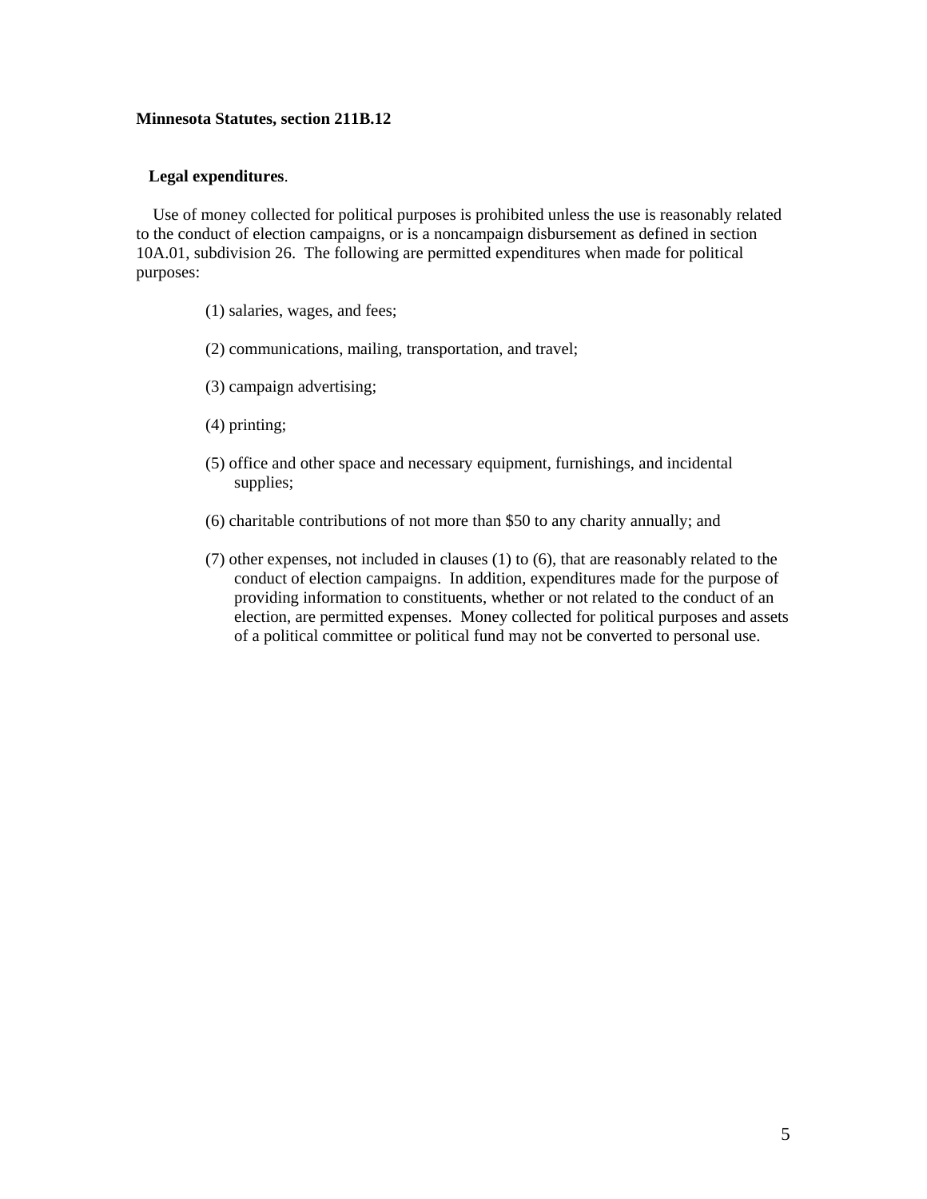**Minnesota Statutes, section 211B.12**

**Legal expenditures**.

Use of money collected for political purposes is prohibited unless the use is reasonably related to the conduct of election campaigns, or is a noncampaign disbursement as defined in section 10A.01, subdivision 26. The following are permitted expenditures when made for political purposes:

(1) salaries, wages, and fees;

(2) communications, mailing, transportation, and travel;

(3) campaign advertising;

(4) printing;

(5) office and other space and necessary equipment, furnishings, and incidental supplies;

(6) charitable contributions of not more than $50 to any charity annually; and

(7) other expenses, not included in clauses (1) to (6), that are reasonably related to the conduct of election campaigns. In addition, expenditures made for the purpose of providing information to constituents, whether or not related to the conduct of an election, are permitted expenses. Money collected for political purposes and assets of a political committee or political fund may not be converted to personal use.